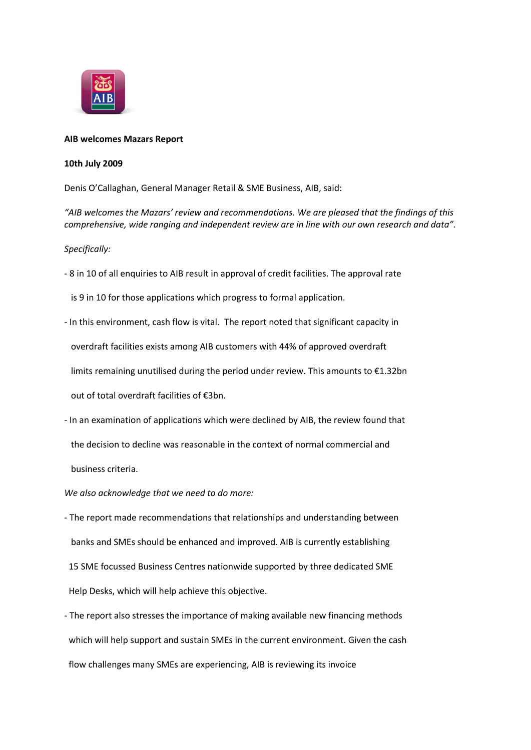**AIB welcomes Mazars Report**

**10th July 2009**

Denis O'Callaghan, General Manager Retail & SME Business, AIB, said:

*"AIB welcomes the Mazars' review and recommendations. We are pleased that the findings of this comprehensive, wide ranging and independent review are in line with our own research and data".*

*Specifically:*

- 8 in 10 of all enquiries to AIB result in approval of credit facilities. The approval rate is 9 in 10 for those applications which progress to formal application.
- In this environment, cash flow is vital. The report noted that significant capacity in overdraft facilities exists among AIB customers with 44% of approved overdraft limits remaining unutilised during the period under review. This amounts to €1.32bn out of total overdraft facilities of €3bn.
- In an examination of applications which were declined by AIB, the review found that the decision to decline was reasonable in the context of normal commercial and business criteria.

*We also acknowledge that we need to do more:*

- The report made recommendations that relationships and understanding between banks and SMEs should be enhanced and improved. AIB is currently establishing 15 SME focussed Business Centres nationwide supported by three dedicated SME Help Desks, which will help achieve this objective.
- The report also stresses the importance of making available new financing methods which will help support and sustain SMEs in the current environment. Given the cash flow challenges many SMEs are experiencing, AIB is reviewing its invoice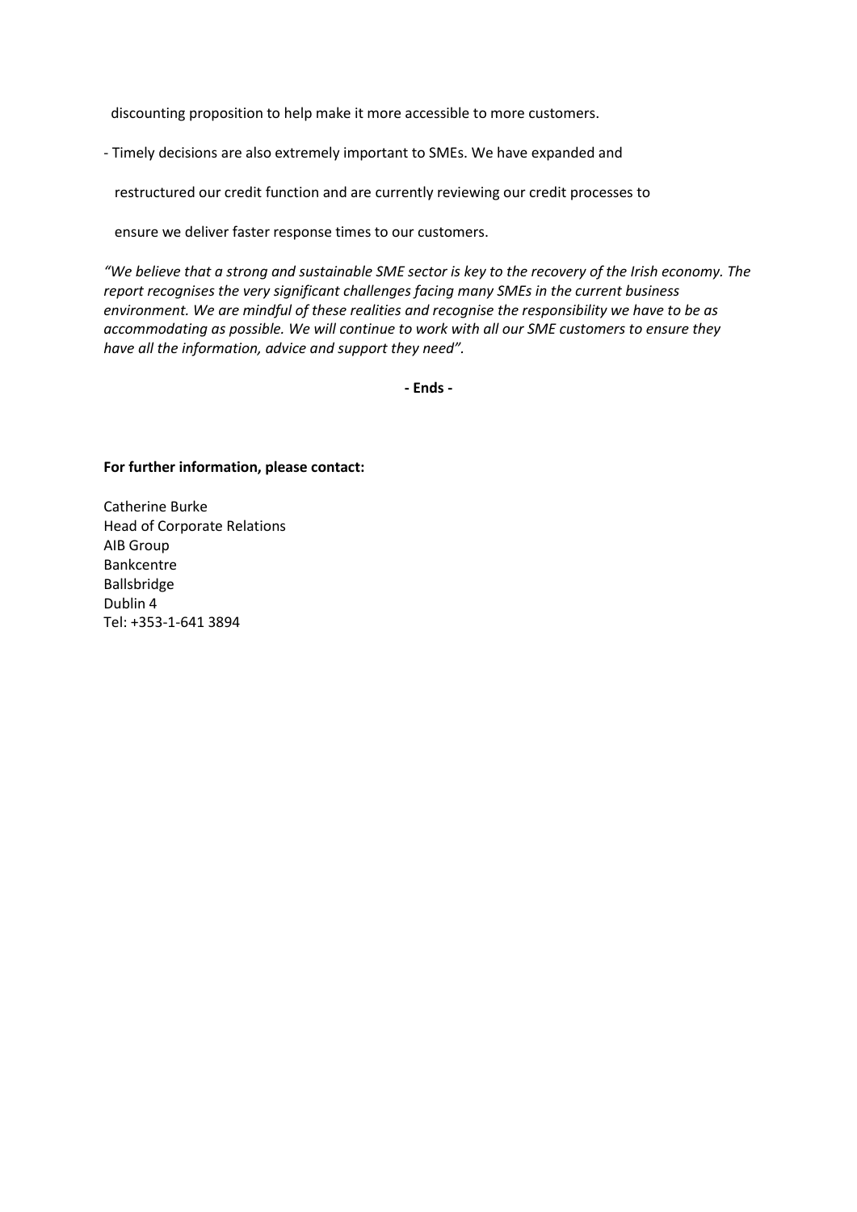discounting proposition to help make it more accessible to more customers.

- Timely decisions are also extremely important to SMEs. We have expanded and restructured our credit function and are currently reviewing our credit processes to ensure we deliver faster response times to our customers.

*"We believe that a strong and sustainable SME sector is key to the recovery of the Irish economy. The report recognises the very significant challenges facing many SMEs in the current business environment. We are mindful of these realities and recognise the responsibility we have to be as accommodating as possible. We will continue to work with all our SME customers to ensure they have all the information, advice and support they need".*

**- Ends -**

**For further information, please contact:**

Catherine Burke
Head of Corporate Relations
AIB Group
Bankcentre
Ballsbridge
Dublin 4
Tel: +353-1-641 3894